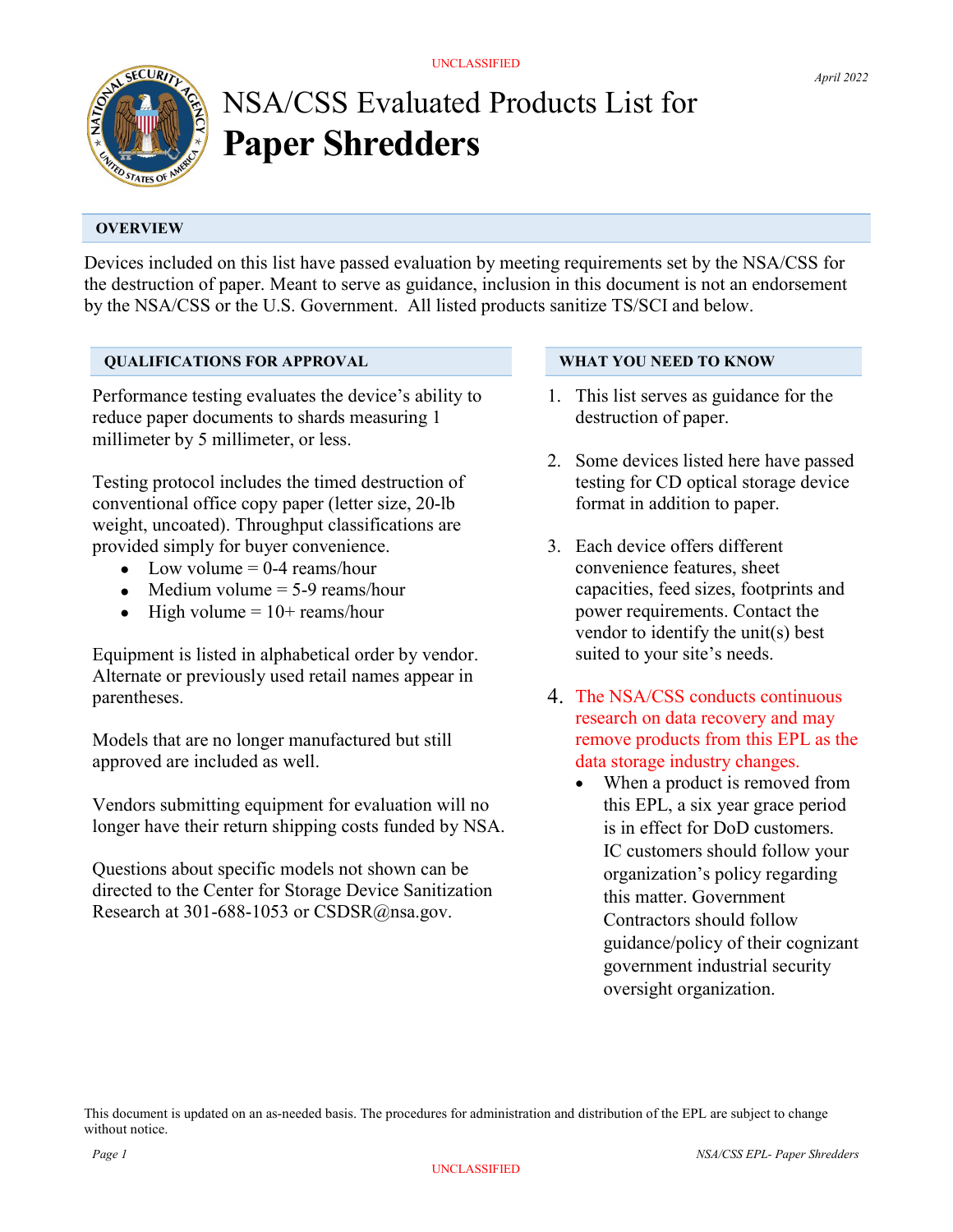UNCLASSIFIED

*April 2022*

# NSA/CSS Evaluated Products List for **Paper Shredders**

## OVERVIEW

Devices included on this list have passed evaluation by meeting requirements set by the NSA/CSS for the destruction of paper. Meant to serve as guidance, inclusion in this document is not an endorsement by the NSA/CSS or the U.S. Government. All listed products sanitize TS/SCI and below.

## QUALIFICATIONS FOR APPROVAL

Performance testing evaluates the device's ability to reduce paper documents to shards measuring 1 millimeter by 5 millimeter, or less.

Testing protocol includes the timed destruction of conventional office copy paper (letter size, 20-lb weight, uncoated). Throughput classifications are provided simply for buyer convenience.

- Low volume = 0-4 reams/hour
- Medium volume = 5-9 reams/hour
- High volume = 10+ reams/hour

Equipment is listed in alphabetical order by vendor. Alternate or previously used retail names appear in parentheses.

Models that are no longer manufactured but still approved are included as well.

Vendors submitting equipment for evaluation will no longer have their return shipping costs funded by NSA.

Questions about specific models not shown can be directed to the Center for Storage Device Sanitization Research at 301-688-1053 or CSDSR@nsa.gov.

## WHAT YOU NEED TO KNOW

1. This list serves as guidance for the destruction of paper.
2. Some devices listed here have passed testing for CD optical storage device format in addition to paper.
3. Each device offers different convenience features, sheet capacities, feed sizes, footprints and power requirements. Contact the vendor to identify the unit(s) best suited to your site's needs.
4. The NSA/CSS conducts continuous research on data recovery and may remove products from this EPL as the data storage industry changes.
   - When a product is removed from this EPL, a six year grace period is in effect for DoD customers. IC customers should follow your organization's policy regarding this matter. Government Contractors should follow guidance/policy of their cognizant government industrial security oversight organization.

This document is updated on an as-needed basis. The procedures for administration and distribution of the EPL are subject to change without notice.

UNCLASSIFIED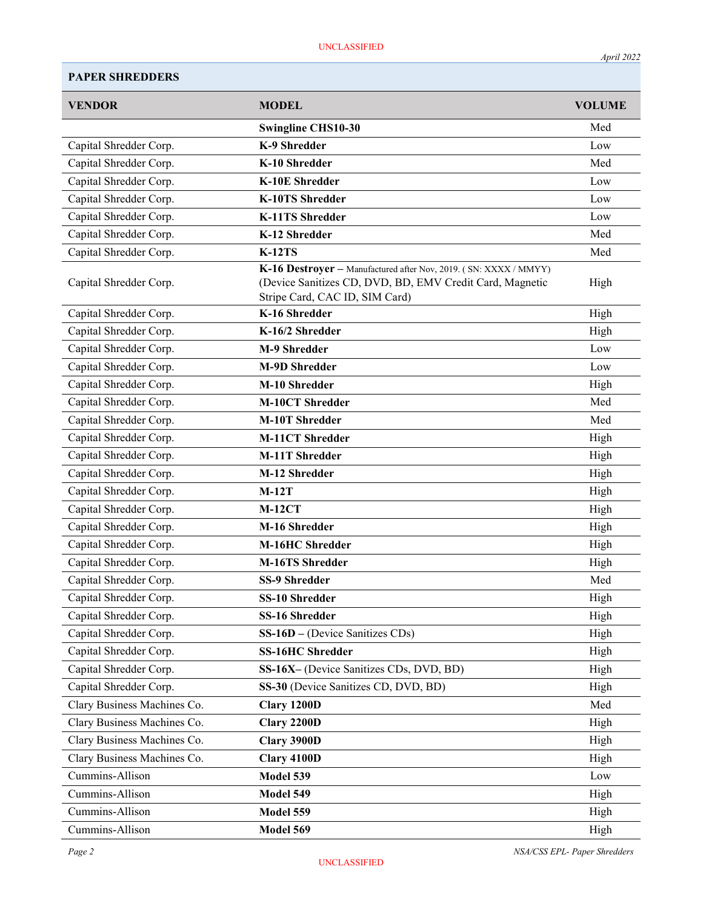## PAPER SHREDDERS

| VENDOR | MODEL | VOLUME |
|---|---|---|
| | **Swingline CHS10-30** | Med |
| Capital Shredder Corp. | **K-9 Shredder** | Low |
| Capital Shredder Corp. | **K-10 Shredder** | Med |
| Capital Shredder Corp. | **K-10E Shredder** | Low |
| Capital Shredder Corp. | **K-10TS Shredder** | Low |
| Capital Shredder Corp. | **K-11TS Shredder** | Low |
| Capital Shredder Corp. | **K-12 Shredder** | Med |
| Capital Shredder Corp. | **K-12TS** | Med |
| Capital Shredder Corp. | **K-16 Destroyer** – Manufactured after Nov, 2019. ( SN: XXXX / MMYY) (Device Sanitizes CD, DVD, BD, EMV Credit Card, Magnetic Stripe Card, CAC ID, SIM Card) | High |
| Capital Shredder Corp. | **K-16 Shredder** | High |
| Capital Shredder Corp. | **K-16/2 Shredder** | High |
| Capital Shredder Corp. | **M-9 Shredder** | Low |
| Capital Shredder Corp. | **M-9D Shredder** | Low |
| Capital Shredder Corp. | **M-10 Shredder** | High |
| Capital Shredder Corp. | **M-10CT Shredder** | Med |
| Capital Shredder Corp. | **M-10T Shredder** | Med |
| Capital Shredder Corp. | **M-11CT Shredder** | High |
| Capital Shredder Corp. | **M-11T Shredder** | High |
| Capital Shredder Corp. | **M-12 Shredder** | High |
| Capital Shredder Corp. | **M-12T** | High |
| Capital Shredder Corp. | **M-12CT** | High |
| Capital Shredder Corp. | **M-16 Shredder** | High |
| Capital Shredder Corp. | **M-16HC Shredder** | High |
| Capital Shredder Corp. | **M-16TS Shredder** | High |
| Capital Shredder Corp. | **SS-9 Shredder** | Med |
| Capital Shredder Corp. | **SS-10 Shredder** | High |
| Capital Shredder Corp. | **SS-16 Shredder** | High |
| Capital Shredder Corp. | **SS-16D** – (Device Sanitizes CDs) | High |
| Capital Shredder Corp. | **SS-16HC Shredder** | High |
| Capital Shredder Corp. | **SS-16X**– (Device Sanitizes CDs, DVD, BD) | High |
| Capital Shredder Corp. | **SS-30** (Device Sanitizes CD, DVD, BD) | High |
| Clary Business Machines Co. | **Clary 1200D** | Med |
| Clary Business Machines Co. | **Clary 2200D** | High |
| Clary Business Machines Co. | **Clary 3900D** | High |
| Clary Business Machines Co. | **Clary 4100D** | High |
| Cummins-Allison | **Model 539** | Low |
| Cummins-Allison | **Model 549** | High |
| Cummins-Allison | **Model 559** | High |
| Cummins-Allison | **Model 569** | High |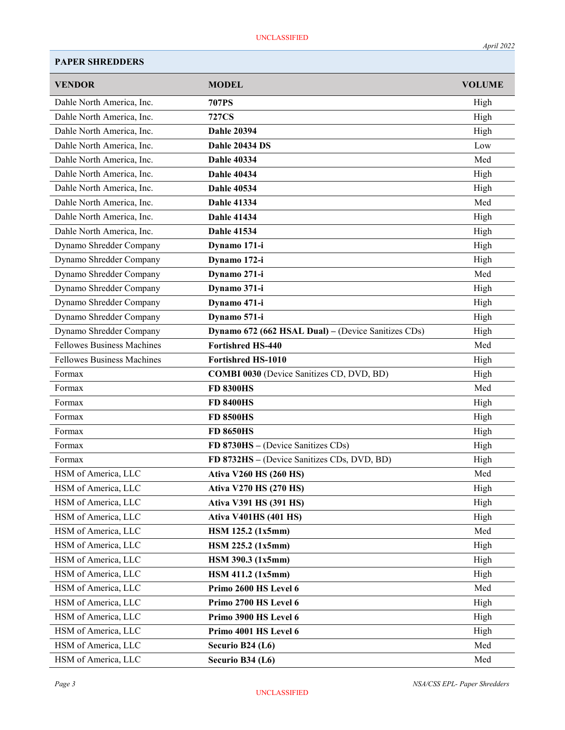**PAPER SHREDDERS**

| VENDOR | MODEL | VOLUME |
|---|---|---|
| Dahle North America, Inc. | **707PS** | High |
| Dahle North America, Inc. | **727CS** | High |
| Dahle North America, Inc. | **Dahle 20394** | High |
| Dahle North America, Inc. | **Dahle 20434 DS** | Low |
| Dahle North America, Inc. | **Dahle 40334** | Med |
| Dahle North America, Inc. | **Dahle 40434** | High |
| Dahle North America, Inc. | **Dahle 40534** | High |
| Dahle North America, Inc. | **Dahle 41334** | Med |
| Dahle North America, Inc. | **Dahle 41434** | High |
| Dahle North America, Inc. | **Dahle 41534** | High |
| Dynamo Shredder Company | **Dynamo 171-i** | High |
| Dynamo Shredder Company | **Dynamo 172-i** | High |
| Dynamo Shredder Company | **Dynamo 271-i** | Med |
| Dynamo Shredder Company | **Dynamo 371-i** | High |
| Dynamo Shredder Company | **Dynamo 471-i** | High |
| Dynamo Shredder Company | **Dynamo 571-i** | High |
| Dynamo Shredder Company | **Dynamo 672 (662 HSAL Dual)** – (Device Sanitizes CDs) | High |
| Fellowes Business Machines | **Fortishred HS-440** | Med |
| Fellowes Business Machines | **Fortishred HS-1010** | High |
| Formax | **COMBI 0030** (Device Sanitizes CD, DVD, BD) | High |
| Formax | **FD 8300HS** | Med |
| Formax | **FD 8400HS** | High |
| Formax | **FD 8500HS** | High |
| Formax | **FD 8650HS** | High |
| Formax | **FD 8730HS** – (Device Sanitizes CDs) | High |
| Formax | **FD 8732HS** – (Device Sanitizes CDs, DVD, BD) | High |
| HSM of America, LLC | **Ativa V260 HS (260 HS)** | Med |
| HSM of America, LLC | **Ativa V270 HS (270 HS)** | High |
| HSM of America, LLC | **Ativa V391 HS (391 HS)** | High |
| HSM of America, LLC | **Ativa V401HS (401 HS)** | High |
| HSM of America, LLC | **HSM 125.2 (1x5mm)** | Med |
| HSM of America, LLC | **HSM 225.2 (1x5mm)** | High |
| HSM of America, LLC | **HSM 390.3 (1x5mm)** | High |
| HSM of America, LLC | **HSM 411.2 (1x5mm)** | High |
| HSM of America, LLC | **Primo 2600 HS Level 6** | Med |
| HSM of America, LLC | **Primo 2700 HS Level 6** | High |
| HSM of America, LLC | **Primo 3900 HS Level 6** | High |
| HSM of America, LLC | **Primo 4001 HS Level 6** | High |
| HSM of America, LLC | **Securio B24 (L6)** | Med |
| HSM of America, LLC | **Securio B34 (L6)** | Med |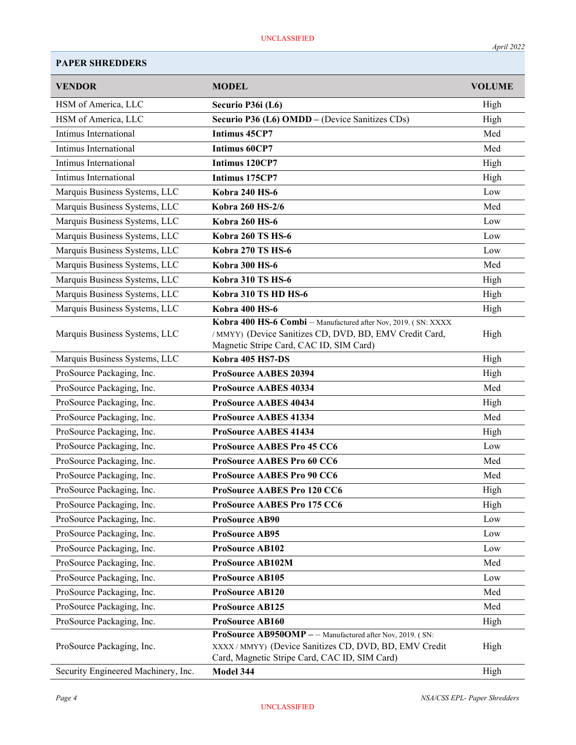## PAPER SHREDDERS

| VENDOR | MODEL | VOLUME |
|---|---|---|
| HSM of America, LLC | **Securio P36i (L6)** | High |
| HSM of America, LLC | **Securio P36 (L6) OMDD –** (Device Sanitizes CDs) | High |
| Intimus International | **Intimus 45CP7** | Med |
| Intimus International | **Intimus 60CP7** | Med |
| Intimus International | **Intimus 120CP7** | High |
| Intimus International | **Intimus 175CP7** | High |
| Marquis Business Systems, LLC | **Kobra 240 HS-6** | Low |
| Marquis Business Systems, LLC | **Kobra 260 HS-2/6** | Med |
| Marquis Business Systems, LLC | **Kobra 260 HS-6** | Low |
| Marquis Business Systems, LLC | **Kobra 260 TS HS-6** | Low |
| Marquis Business Systems, LLC | **Kobra 270 TS HS-6** | Low |
| Marquis Business Systems, LLC | **Kobra 300 HS-6** | Med |
| Marquis Business Systems, LLC | **Kobra 310 TS HS-6** | High |
| Marquis Business Systems, LLC | **Kobra 310 TS HD HS-6** | High |
| Marquis Business Systems, LLC | **Kobra 400 HS-6** | High |
| Marquis Business Systems, LLC | **Kobra 400 HS-6 Combi** – Manufactured after Nov, 2019. ( SN: XXXX / MMYY) (Device Sanitizes CD, DVD, BD, EMV Credit Card, Magnetic Stripe Card, CAC ID, SIM Card) | High |
| Marquis Business Systems, LLC | **Kobra 405 HS7-DS** | High |
| ProSource Packaging, Inc. | **ProSource AABES 20394** | High |
| ProSource Packaging, Inc. | **ProSource AABES 40334** | Med |
| ProSource Packaging, Inc. | **ProSource AABES 40434** | High |
| ProSource Packaging, Inc. | **ProSource AABES 41334** | Med |
| ProSource Packaging, Inc. | **ProSource AABES 41434** | High |
| ProSource Packaging, Inc. | **ProSource AABES Pro 45 CC6** | Low |
| ProSource Packaging, Inc. | **ProSource AABES Pro 60 CC6** | Med |
| ProSource Packaging, Inc. | **ProSource AABES Pro 90 CC6** | Med |
| ProSource Packaging, Inc. | **ProSource AABES Pro 120 CC6** | High |
| ProSource Packaging, Inc. | **ProSource AABES Pro 175 CC6** | High |
| ProSource Packaging, Inc. | **ProSource AB90** | Low |
| ProSource Packaging, Inc. | **ProSource AB95** | Low |
| ProSource Packaging, Inc. | **ProSource AB102** | Low |
| ProSource Packaging, Inc. | **ProSource AB102M** | Med |
| ProSource Packaging, Inc. | **ProSource AB105** | Low |
| ProSource Packaging, Inc. | **ProSource AB120** | Med |
| ProSource Packaging, Inc. | **ProSource AB125** | Med |
| ProSource Packaging, Inc. | **ProSource AB160** | High |
| ProSource Packaging, Inc. | **ProSource AB950OMP – –** Manufactured after Nov, 2019. ( SN: XXXX / MMYY) (Device Sanitizes CD, DVD, BD, EMV Credit Card, Magnetic Stripe Card, CAC ID, SIM Card) | High |
| Security Engineered Machinery, Inc. | **Model 344** | High |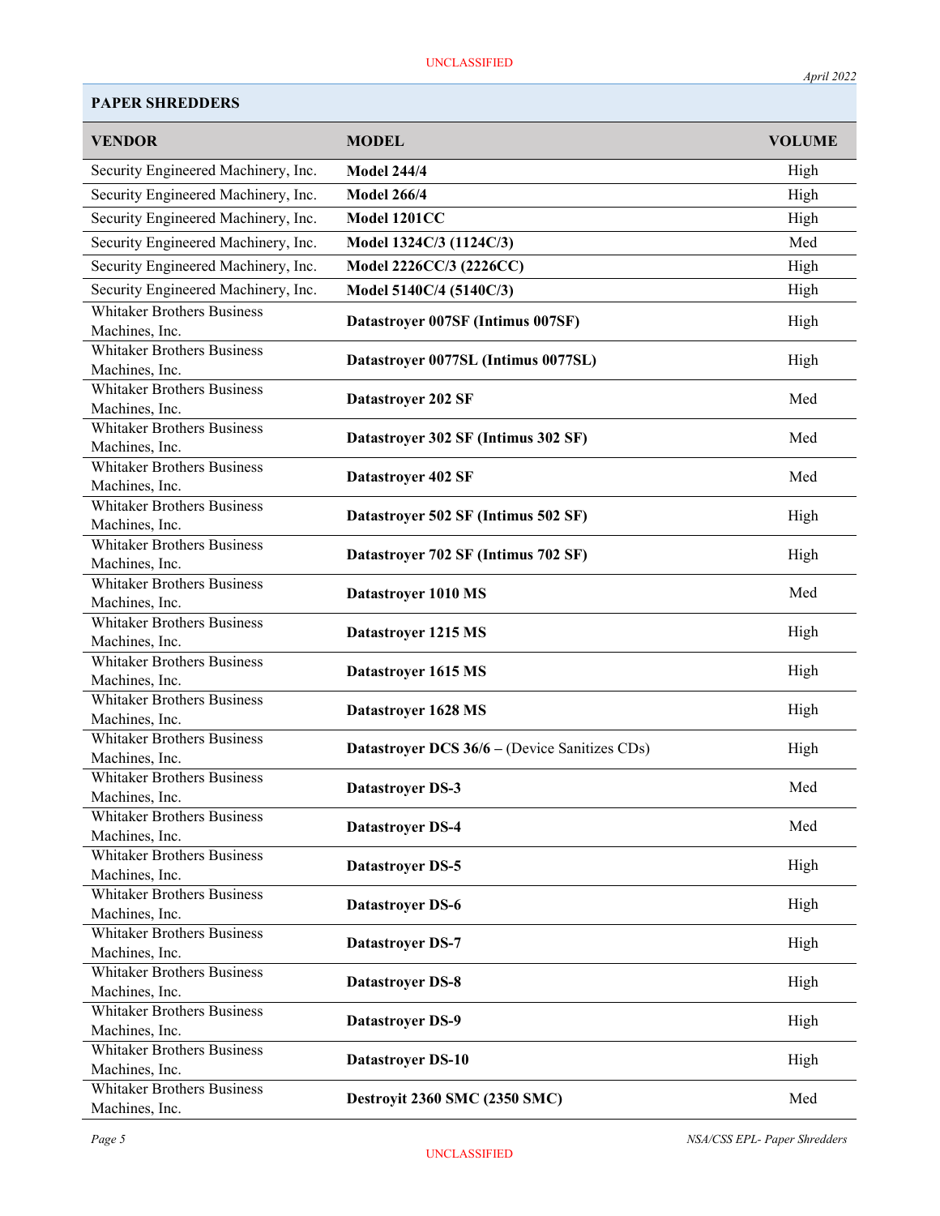## PAPER SHREDDERS

| VENDOR | MODEL | VOLUME |
|---|---|---|
| Security Engineered Machinery, Inc. | **Model 244/4** | High |
| Security Engineered Machinery, Inc. | **Model 266/4** | High |
| Security Engineered Machinery, Inc. | **Model 1201CC** | High |
| Security Engineered Machinery, Inc. | **Model 1324C/3 (1124C/3)** | Med |
| Security Engineered Machinery, Inc. | **Model 2226CC/3 (2226CC)** | High |
| Security Engineered Machinery, Inc. | **Model 5140C/4 (5140C/3)** | High |
| Whitaker Brothers Business Machines, Inc. | **Datastroyer 007SF (Intimus 007SF)** | High |
| Whitaker Brothers Business Machines, Inc. | **Datastroyer 0077SL (Intimus 0077SL)** | High |
| Whitaker Brothers Business Machines, Inc. | **Datastroyer 202 SF** | Med |
| Whitaker Brothers Business Machines, Inc. | **Datastroyer 302 SF (Intimus 302 SF)** | Med |
| Whitaker Brothers Business Machines, Inc. | **Datastroyer 402 SF** | Med |
| Whitaker Brothers Business Machines, Inc. | **Datastroyer 502 SF (Intimus 502 SF)** | High |
| Whitaker Brothers Business Machines, Inc. | **Datastroyer 702 SF (Intimus 702 SF)** | High |
| Whitaker Brothers Business Machines, Inc. | **Datastroyer 1010 MS** | Med |
| Whitaker Brothers Business Machines, Inc. | **Datastroyer 1215 MS** | High |
| Whitaker Brothers Business Machines, Inc. | **Datastroyer 1615 MS** | High |
| Whitaker Brothers Business Machines, Inc. | **Datastroyer 1628 MS** | High |
| Whitaker Brothers Business Machines, Inc. | **Datastroyer DCS 36/6 –** (Device Sanitizes CDs) | High |
| Whitaker Brothers Business Machines, Inc. | **Datastroyer DS-3** | Med |
| Whitaker Brothers Business Machines, Inc. | **Datastroyer DS-4** | Med |
| Whitaker Brothers Business Machines, Inc. | **Datastroyer DS-5** | High |
| Whitaker Brothers Business Machines, Inc. | **Datastroyer DS-6** | High |
| Whitaker Brothers Business Machines, Inc. | **Datastroyer DS-7** | High |
| Whitaker Brothers Business Machines, Inc. | **Datastroyer DS-8** | High |
| Whitaker Brothers Business Machines, Inc. | **Datastroyer DS-9** | High |
| Whitaker Brothers Business Machines, Inc. | **Datastroyer DS-10** | High |
| Whitaker Brothers Business Machines, Inc. | **Destroyit 2360 SMC (2350 SMC)** | Med |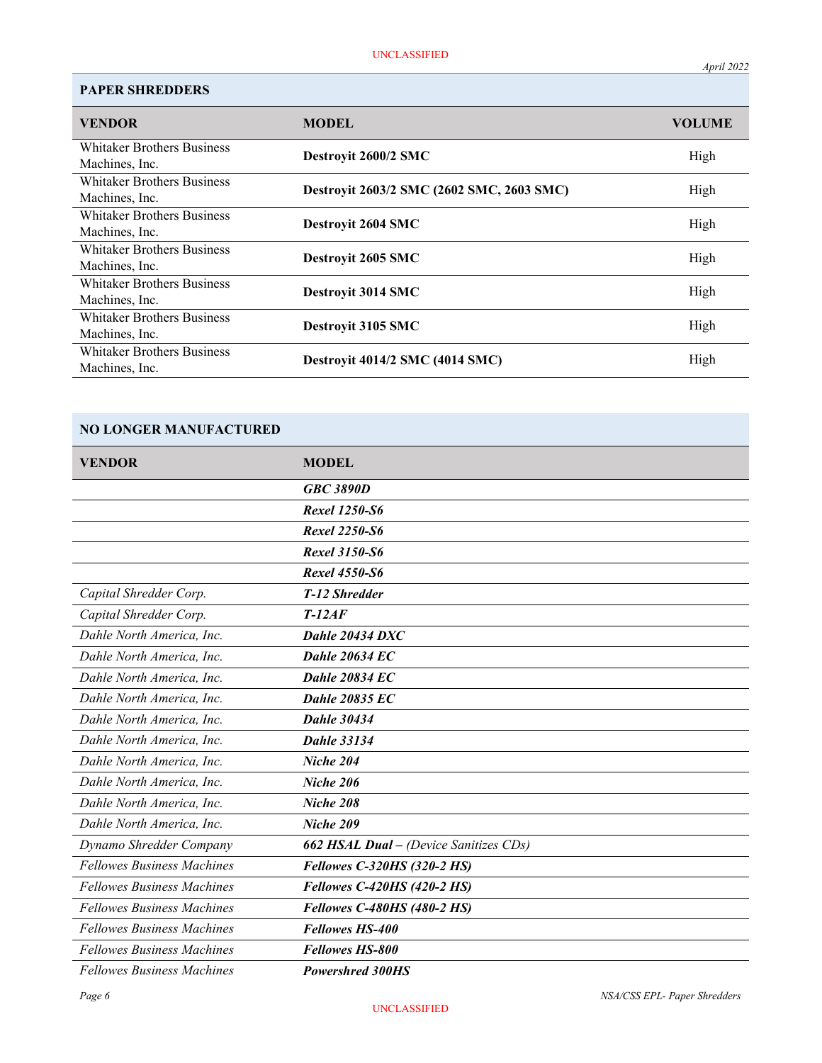## PAPER SHREDDERS

| VENDOR | MODEL | VOLUME |
|---|---|---|
| Whitaker Brothers Business Machines, Inc. | **Destroyit 2600/2 SMC** | High |
| Whitaker Brothers Business Machines, Inc. | **Destroyit 2603/2 SMC (2602 SMC, 2603 SMC)** | High |
| Whitaker Brothers Business Machines, Inc. | **Destroyit 2604 SMC** | High |
| Whitaker Brothers Business Machines, Inc. | **Destroyit 2605 SMC** | High |
| Whitaker Brothers Business Machines, Inc. | **Destroyit 3014 SMC** | High |
| Whitaker Brothers Business Machines, Inc. | **Destroyit 3105 SMC** | High |
| Whitaker Brothers Business Machines, Inc. | **Destroyit 4014/2 SMC (4014 SMC)** | High |

## NO LONGER MANUFACTURED

| VENDOR | MODEL |
|---|---|
| | ***GBC 3890D*** |
| | ***Rexel 1250-S6*** |
| | ***Rexel 2250-S6*** |
| | ***Rexel 3150-S6*** |
| | ***Rexel 4550-S6*** |
| *Capital Shredder Corp.* | ***T-12 Shredder*** |
| *Capital Shredder Corp.* | ***T-12AF*** |
| *Dahle North America, Inc.* | ***Dahle 20434 DXC*** |
| *Dahle North America, Inc.* | ***Dahle 20634 EC*** |
| *Dahle North America, Inc.* | ***Dahle 20834 EC*** |
| *Dahle North America, Inc.* | ***Dahle 20835 EC*** |
| *Dahle North America, Inc.* | ***Dahle 30434*** |
| *Dahle North America, Inc.* | ***Dahle 33134*** |
| *Dahle North America, Inc.* | ***Niche 204*** |
| *Dahle North America, Inc.* | ***Niche 206*** |
| *Dahle North America, Inc.* | ***Niche 208*** |
| *Dahle North America, Inc.* | ***Niche 209*** |
| *Dynamo Shredder Company* | ***662 HSAL Dual –*** *(Device Sanitizes CDs)* |
| *Fellowes Business Machines* | ***Fellowes C-320HS (320-2 HS)*** |
| *Fellowes Business Machines* | ***Fellowes C-420HS (420-2 HS)*** |
| *Fellowes Business Machines* | ***Fellowes C-480HS (480-2 HS)*** |
| *Fellowes Business Machines* | ***Fellowes HS-400*** |
| *Fellowes Business Machines* | ***Fellowes HS-800*** |
| *Fellowes Business Machines* | ***Powershred 300HS*** |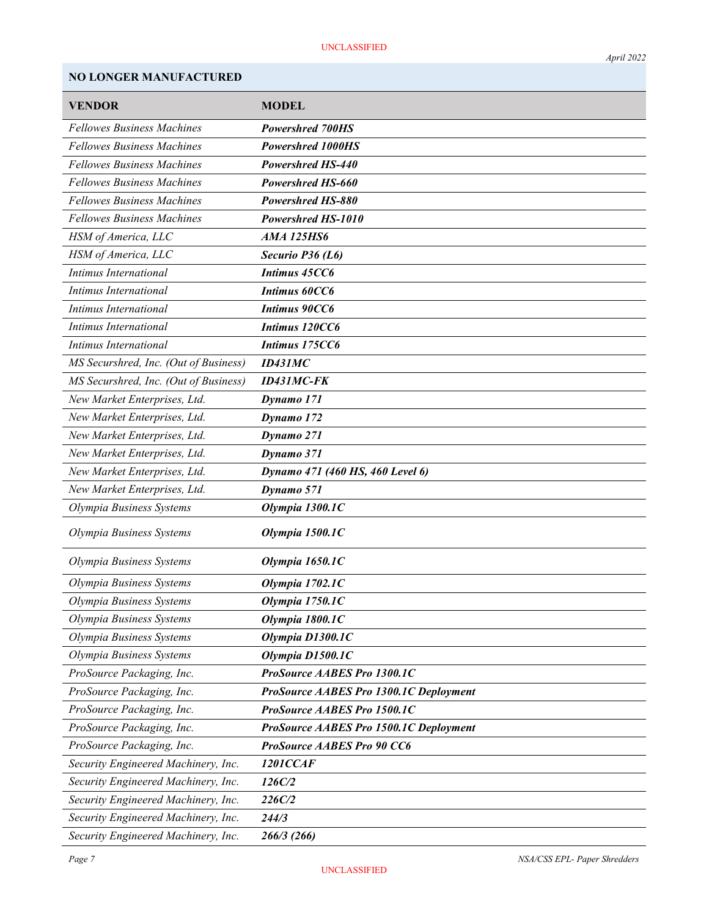**NO LONGER MANUFACTURED**

| VENDOR | MODEL |
|---|---|
| *Fellowes Business Machines* | ***Powershred 700HS*** |
| *Fellowes Business Machines* | ***Powershred 1000HS*** |
| *Fellowes Business Machines* | ***Powershred HS-440*** |
| *Fellowes Business Machines* | ***Powershred HS-660*** |
| *Fellowes Business Machines* | ***Powershred HS-880*** |
| *Fellowes Business Machines* | ***Powershred HS-1010*** |
| *HSM of America, LLC* | ***AMA 125HS6*** |
| *HSM of America, LLC* | ***Securio P36 (L6)*** |
| *Intimus International* | ***Intimus 45CC6*** |
| *Intimus International* | ***Intimus 60CC6*** |
| *Intimus International* | ***Intimus 90CC6*** |
| *Intimus International* | ***Intimus 120CC6*** |
| *Intimus International* | ***Intimus 175CC6*** |
| *MS Securshred, Inc. (Out of Business)* | ***ID431MC*** |
| *MS Securshred, Inc. (Out of Business)* | ***ID431MC-FK*** |
| *New Market Enterprises, Ltd.* | ***Dynamo 171*** |
| *New Market Enterprises, Ltd.* | ***Dynamo 172*** |
| *New Market Enterprises, Ltd.* | ***Dynamo 271*** |
| *New Market Enterprises, Ltd.* | ***Dynamo 371*** |
| *New Market Enterprises, Ltd.* | ***Dynamo 471 (460 HS, 460 Level 6)*** |
| *New Market Enterprises, Ltd.* | ***Dynamo 571*** |
| *Olympia Business Systems* | ***Olympia 1300.1C*** |
| *Olympia Business Systems* | ***Olympia 1500.1C*** |
| *Olympia Business Systems* | ***Olympia 1650.1C*** |
| *Olympia Business Systems* | ***Olympia 1702.1C*** |
| *Olympia Business Systems* | ***Olympia 1750.1C*** |
| *Olympia Business Systems* | ***Olympia 1800.1C*** |
| *Olympia Business Systems* | ***Olympia D1300.1C*** |
| *Olympia Business Systems* | ***Olympia D1500.1C*** |
| *ProSource Packaging, Inc.* | ***ProSource AABES Pro 1300.1C*** |
| *ProSource Packaging, Inc.* | ***ProSource AABES Pro 1300.1C Deployment*** |
| *ProSource Packaging, Inc.* | ***ProSource AABES Pro 1500.1C*** |
| *ProSource Packaging, Inc.* | ***ProSource AABES Pro 1500.1C Deployment*** |
| *ProSource Packaging, Inc.* | ***ProSource AABES Pro 90 CC6*** |
| *Security Engineered Machinery, Inc.* | ***1201CCAF*** |
| *Security Engineered Machinery, Inc.* | ***126C/2*** |
| *Security Engineered Machinery, Inc.* | ***226C/2*** |
| *Security Engineered Machinery, Inc.* | ***244/3*** |
| *Security Engineered Machinery, Inc.* | ***266/3 (266)*** |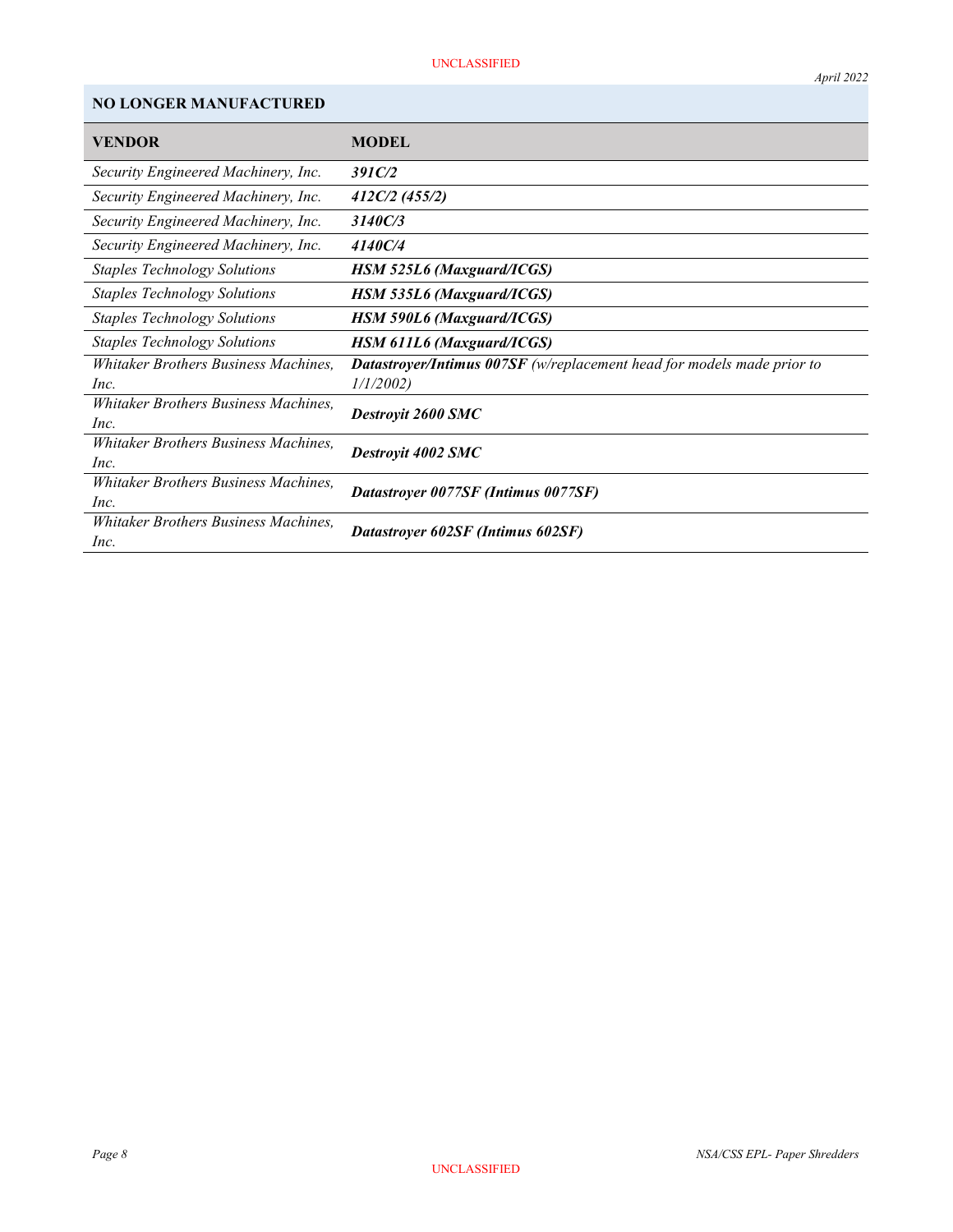## NO LONGER MANUFACTURED

| VENDOR | MODEL |
|---|---|
| *Security Engineered Machinery, Inc.* | ***391C/2*** |
| *Security Engineered Machinery, Inc.* | ***412C/2 (455/2)*** |
| *Security Engineered Machinery, Inc.* | ***3140C/3*** |
| *Security Engineered Machinery, Inc.* | ***4140C/4*** |
| *Staples Technology Solutions* | ***HSM 525L6 (Maxguard/ICGS)*** |
| *Staples Technology Solutions* | ***HSM 535L6 (Maxguard/ICGS)*** |
| *Staples Technology Solutions* | ***HSM 590L6 (Maxguard/ICGS)*** |
| *Staples Technology Solutions* | ***HSM 611L6 (Maxguard/ICGS)*** |
| *Whitaker Brothers Business Machines, Inc.* | ***Datastroyer/Intimus 007SF*** *(w/replacement head for models made prior to 1/1/2002)* |
| *Whitaker Brothers Business Machines, Inc.* | ***Destroyit 2600 SMC*** |
| *Whitaker Brothers Business Machines, Inc.* | ***Destroyit 4002 SMC*** |
| *Whitaker Brothers Business Machines, Inc.* | ***Datastroyer 0077SF (Intimus 0077SF)*** |
| *Whitaker Brothers Business Machines, Inc.* | ***Datastroyer 602SF (Intimus 602SF)*** |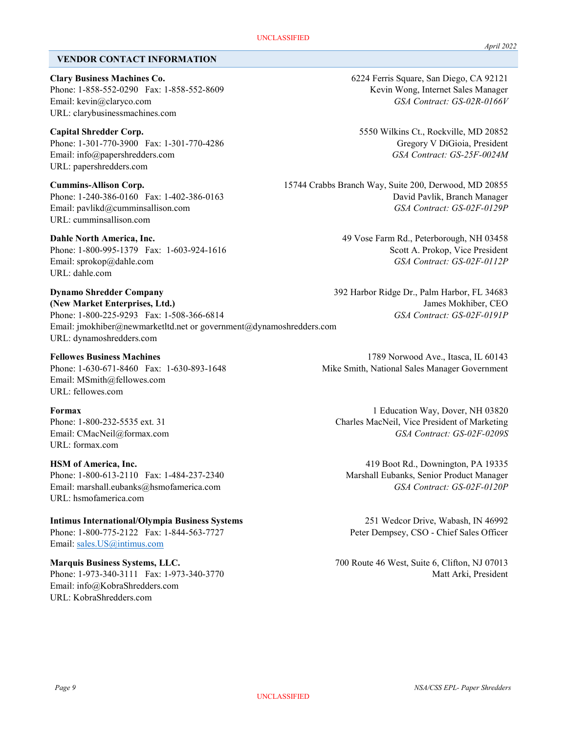## VENDOR CONTACT INFORMATION

**Clary Business Machines Co.**
6224 Ferris Square, San Diego, CA 92121
Phone: 1-858-552-0290 Fax: 1-858-552-8609
Kevin Wong, Internet Sales Manager
Email: kevin@claryco.com
*GSA Contract: GS-02R-0166V*
URL: clarybusinessmachines.com

**Capital Shredder Corp.**
5550 Wilkins Ct., Rockville, MD 20852
Phone: 1-301-770-3900 Fax: 1-301-770-4286
Gregory V DiGioia, President
Email: info@papershredders.com
*GSA Contract: GS-25F-0024M*
URL: papershredders.com

**Cummins-Allison Corp.**
15744 Crabbs Branch Way, Suite 200, Derwood, MD 20855
Phone: 1-240-386-0160 Fax: 1-402-386-0163
David Pavlik, Branch Manager
Email: pavlikd@cumminsallison.com
*GSA Contract: GS-02F-0129P*
URL: cumminsallison.com

**Dahle North America, Inc.**
49 Vose Farm Rd., Peterborough, NH 03458
Phone: 1-800-995-1379 Fax: 1-603-924-1616
Scott A. Prokop, Vice President
Email: sprokop@dahle.com
*GSA Contract: GS-02F-0112P*
URL: dahle.com

**Dynamo Shredder Company**
**(New Market Enterprises, Ltd.)**
392 Harbor Ridge Dr., Palm Harbor, FL 34683
James Mokhiber, CEO
Phone: 1-800-225-9293 Fax: 1-508-366-6814
*GSA Contract: GS-02F-0191P*
Email: jmokhiber@newmarketltd.net or government@dynamoshredders.com
URL: dynamoshredders.com

**Fellowes Business Machines**
1789 Norwood Ave., Itasca, IL 60143
Phone: 1-630-671-8460 Fax: 1-630-893-1648
Mike Smith, National Sales Manager Government
Email: MSmith@fellowes.com
URL: fellowes.com

**Formax**
1 Education Way, Dover, NH 03820
Phone: 1-800-232-5535 ext. 31
Charles MacNeil, Vice President of Marketing
Email: CMacNeil@formax.com
*GSA Contract: GS-02F-0209S*
URL: formax.com

**HSM of America, Inc.**
419 Boot Rd., Downington, PA 19335
Phone: 1-800-613-2110 Fax: 1-484-237-2340
Marshall Eubanks, Senior Product Manager
Email: marshall.eubanks@hsmofamerica.com
*GSA Contract: GS-02F-0120P*
URL: hsmofamerica.com

**Intimus International/Olympia Business Systems**
251 Wedcor Drive, Wabash, IN 46992
Phone: 1-800-775-2122 Fax: 1-844-563-7727
Peter Dempsey, CSO - Chief Sales Officer
Email: sales.US@intimus.com

**Marquis Business Systems, LLC.**
700 Route 46 West, Suite 6, Clifton, NJ 07013
Phone: 1-973-340-3111 Fax: 1-973-340-3770
Matt Arki, President
Email: info@KobraShredders.com
URL: KobraShredders.com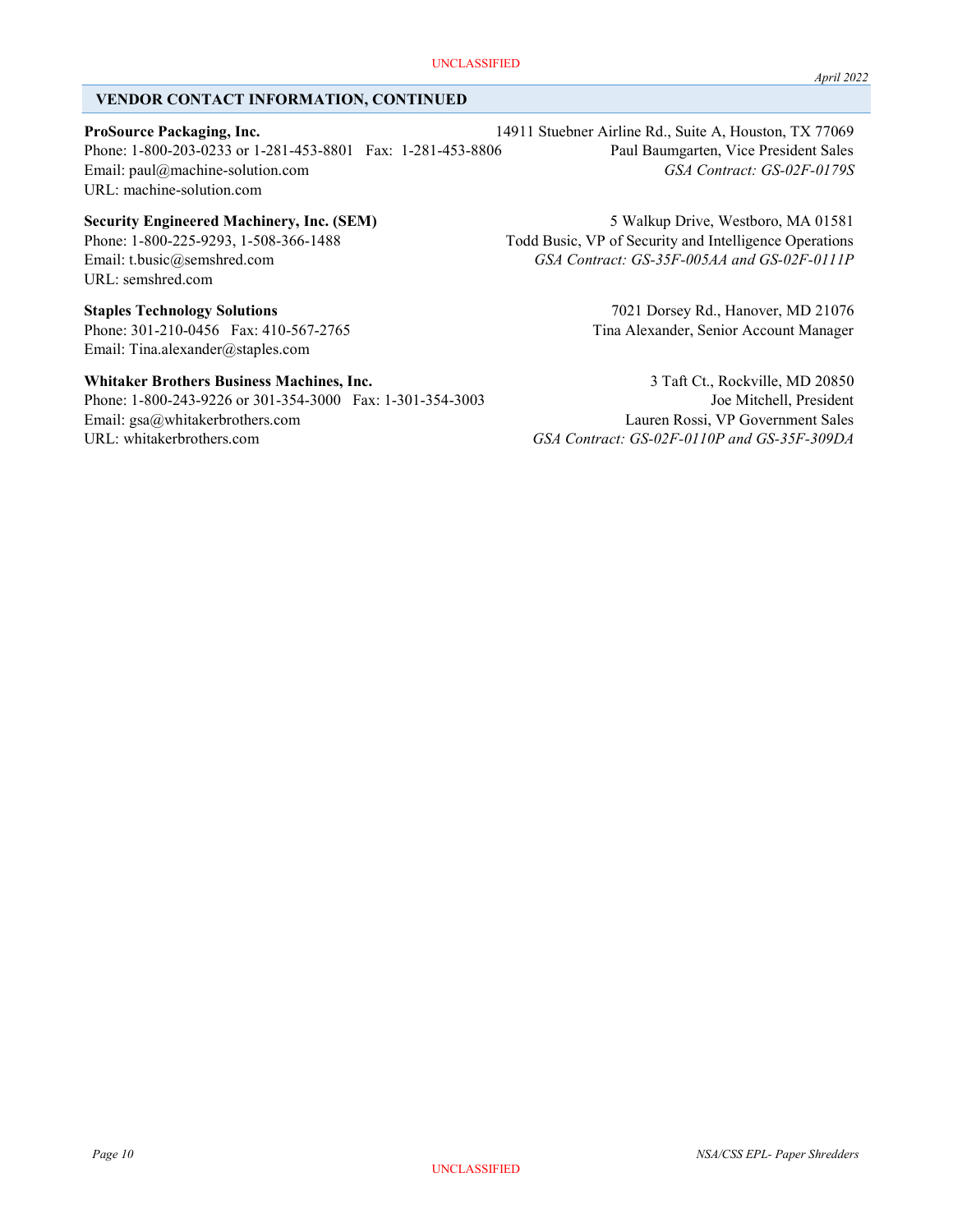## VENDOR CONTACT INFORMATION, CONTINUED

**ProSource Packaging, Inc.**
14911 Stuebner Airline Rd., Suite A, Houston, TX 77069
Phone: 1-800-203-0233 or 1-281-453-8801 Fax: 1-281-453-8806
Paul Baumgarten, Vice President Sales
Email: paul@machine-solution.com
*GSA Contract: GS-02F-0179S*
URL: machine-solution.com

**Security Engineered Machinery, Inc. (SEM)**
5 Walkup Drive, Westboro, MA 01581
Phone: 1-800-225-9293, 1-508-366-1488
Todd Busic, VP of Security and Intelligence Operations
Email: t.busic@semshred.com
*GSA Contract: GS-35F-005AA and GS-02F-0111P*
URL: semshred.com

**Staples Technology Solutions**
7021 Dorsey Rd., Hanover, MD 21076
Phone: 301-210-0456 Fax: 410-567-2765
Tina Alexander, Senior Account Manager
Email: Tina.alexander@staples.com

**Whitaker Brothers Business Machines, Inc.**
3 Taft Ct., Rockville, MD 20850
Phone: 1-800-243-9226 or 301-354-3000 Fax: 1-301-354-3003
Joe Mitchell, President
Email: gsa@whitakerbrothers.com
Lauren Rossi, VP Government Sales
URL: whitakerbrothers.com
*GSA Contract: GS-02F-0110P and GS-35F-309DA*